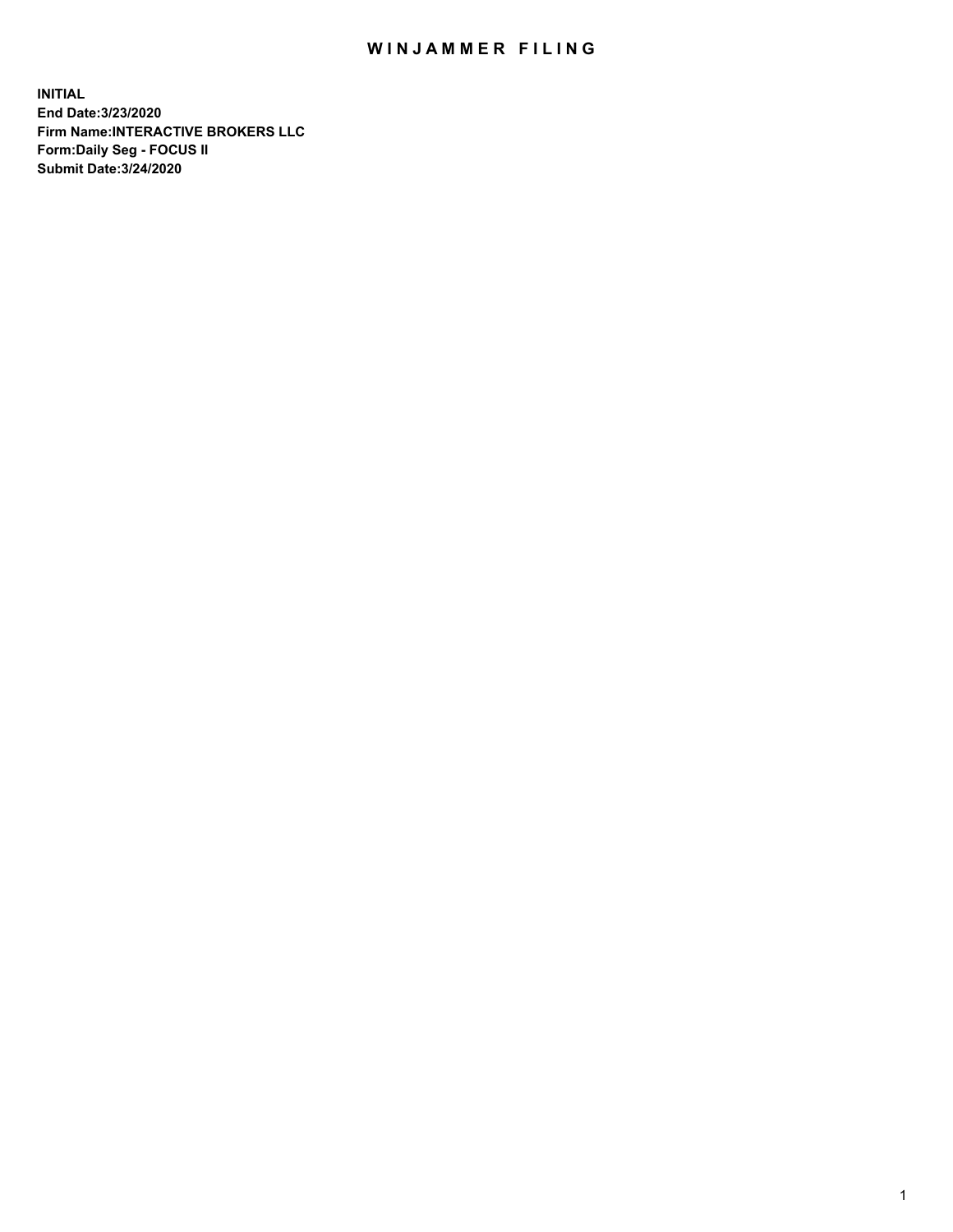# WINJAMMER FILING

**INITIAL**
**End Date:3/23/2020**
**Firm Name:INTERACTIVE BROKERS LLC**
**Form:Daily Seg - FOCUS II**
**Submit Date:3/24/2020**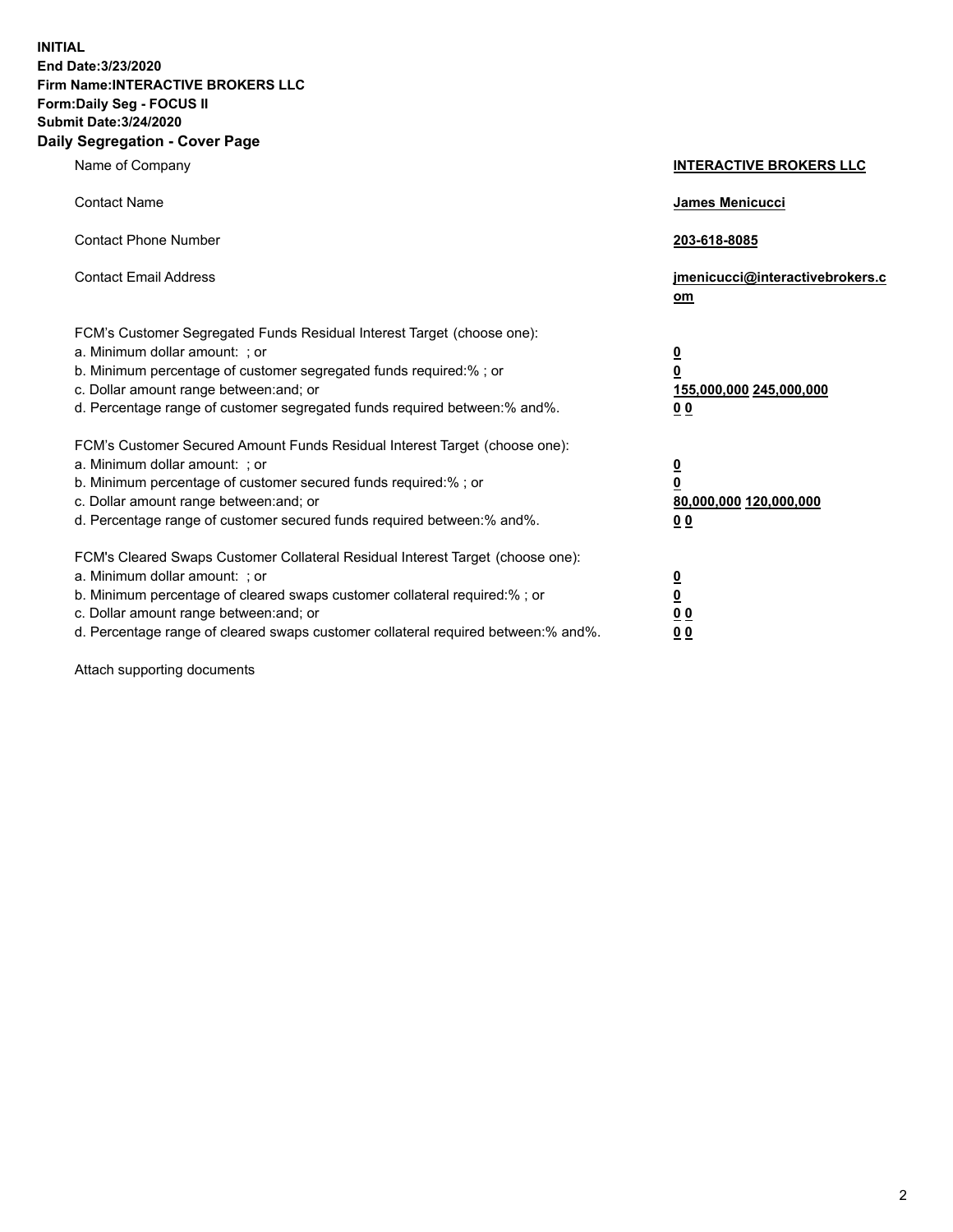**INITIAL**
**End Date:3/23/2020**
**Firm Name:INTERACTIVE BROKERS LLC**
**Form:Daily Seg - FOCUS II**
**Submit Date:3/24/2020**

## Daily Segregation - Cover Page

| | |
|---|---|
| Name of Company | **INTERACTIVE BROKERS LLC** |
| Contact Name | **James Menicucci** |
| Contact Phone Number | **203-618-8085** |
| Contact Email Address | **jmenicucci@interactivebrokers.com** |

FCM's Customer Segregated Funds Residual Interest Target (choose one):

| | |
|---|---|
| a. Minimum dollar amount: ; or | **0** |
| b. Minimum percentage of customer segregated funds required:% ; or | **0** |
| c. Dollar amount range between:and; or | **155,000,000 245,000,000** |
| d. Percentage range of customer segregated funds required between:% and%. | **0 0** |

FCM's Customer Secured Amount Funds Residual Interest Target (choose one):

| | |
|---|---|
| a. Minimum dollar amount: ; or | **0** |
| b. Minimum percentage of customer secured funds required:% ; or | **0** |
| c. Dollar amount range between:and; or | **80,000,000 120,000,000** |
| d. Percentage range of customer secured funds required between:% and%. | **0 0** |

FCM's Cleared Swaps Customer Collateral Residual Interest Target (choose one):

| | |
|---|---|
| a. Minimum dollar amount: ; or | **0** |
| b. Minimum percentage of cleared swaps customer collateral required:% ; or | **0** |
| c. Dollar amount range between:and; or | **0 0** |
| d. Percentage range of cleared swaps customer collateral required between:% and%. | **0 0** |

Attach supporting documents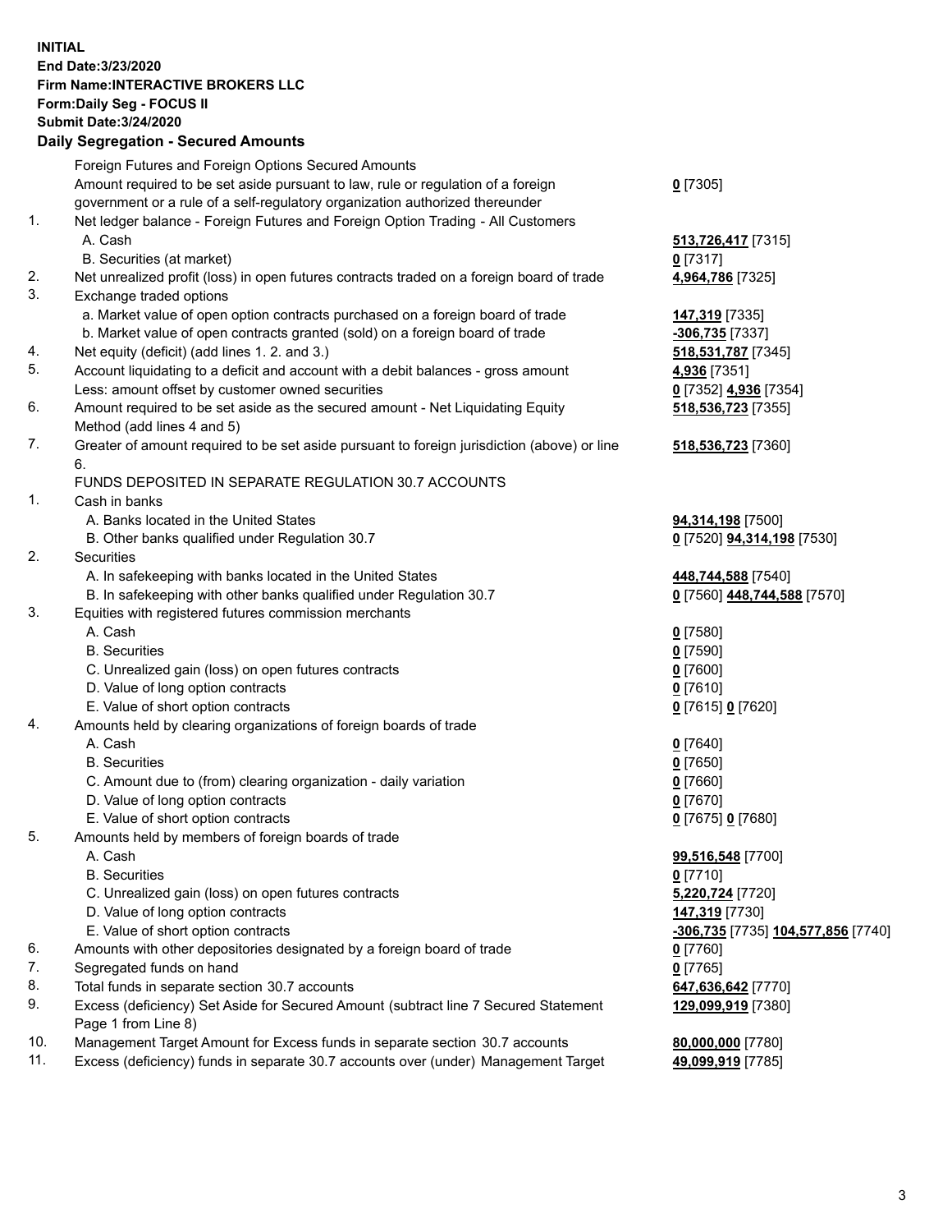**INITIAL**
**End Date:3/23/2020**
**Firm Name:INTERACTIVE BROKERS LLC**
**Form:Daily Seg - FOCUS II**
**Submit Date:3/24/2020**

**Daily Segregation - Secured Amounts**

| | | |
|---|---|---|
| | Foreign Futures and Foreign Options Secured Amounts | |
| | Amount required to be set aside pursuant to law, rule or regulation of a foreign government or a rule of a self-regulatory organization authorized thereunder | **0** [7305] |
| 1. | Net ledger balance - Foreign Futures and Foreign Option Trading - All Customers | |
| | A. Cash | **513,726,417** [7315] |
| | B. Securities (at market) | **0** [7317] |
| 2. | Net unrealized profit (loss) in open futures contracts traded on a foreign board of trade | **4,964,786** [7325] |
| 3. | Exchange traded options | |
| | a. Market value of open option contracts purchased on a foreign board of trade | **147,319** [7335] |
| | b. Market value of open contracts granted (sold) on a foreign board of trade | **-306,735** [7337] |
| 4. | Net equity (deficit) (add lines 1. 2. and 3.) | **518,531,787** [7345] |
| 5. | Account liquidating to a deficit and account with a debit balances - gross amount | **4,936** [7351] |
| | Less: amount offset by customer owned securities | **0** [7352] **4,936** [7354] |
| 6. | Amount required to be set aside as the secured amount - Net Liquidating Equity Method (add lines 4 and 5) | **518,536,723** [7355] |
| 7. | Greater of amount required to be set aside pursuant to foreign jurisdiction (above) or line 6. | **518,536,723** [7360] |
| | FUNDS DEPOSITED IN SEPARATE REGULATION 30.7 ACCOUNTS | |
| 1. | Cash in banks | |
| | A. Banks located in the United States | **94,314,198** [7500] |
| | B. Other banks qualified under Regulation 30.7 | **0** [7520] **94,314,198** [7530] |
| 2. | Securities | |
| | A. In safekeeping with banks located in the United States | **448,744,588** [7540] |
| | B. In safekeeping with other banks qualified under Regulation 30.7 | **0** [7560] **448,744,588** [7570] |
| 3. | Equities with registered futures commission merchants | |
| | A. Cash | **0** [7580] |
| | B. Securities | **0** [7590] |
| | C. Unrealized gain (loss) on open futures contracts | **0** [7600] |
| | D. Value of long option contracts | **0** [7610] |
| | E. Value of short option contracts | **0** [7615] **0** [7620] |
| 4. | Amounts held by clearing organizations of foreign boards of trade | |
| | A. Cash | **0** [7640] |
| | B. Securities | **0** [7650] |
| | C. Amount due to (from) clearing organization - daily variation | **0** [7660] |
| | D. Value of long option contracts | **0** [7670] |
| | E. Value of short option contracts | **0** [7675] **0** [7680] |
| 5. | Amounts held by members of foreign boards of trade | |
| | A. Cash | **99,516,548** [7700] |
| | B. Securities | **0** [7710] |
| | C. Unrealized gain (loss) on open futures contracts | **5,220,724** [7720] |
| | D. Value of long option contracts | **147,319** [7730] |
| | E. Value of short option contracts | **-306,735** [7735] **104,577,856** [7740] |
| 6. | Amounts with other depositories designated by a foreign board of trade | **0** [7760] |
| 7. | Segregated funds on hand | **0** [7765] |
| 8. | Total funds in separate section 30.7 accounts | **647,636,642** [7770] |
| 9. | Excess (deficiency) Set Aside for Secured Amount (subtract line 7 Secured Statement Page 1 from Line 8) | **129,099,919** [7380] |
| 10. | Management Target Amount for Excess funds in separate section 30.7 accounts | **80,000,000** [7780] |
| 11. | Excess (deficiency) funds in separate 30.7 accounts over (under) Management Target | **49,099,919** [7785] |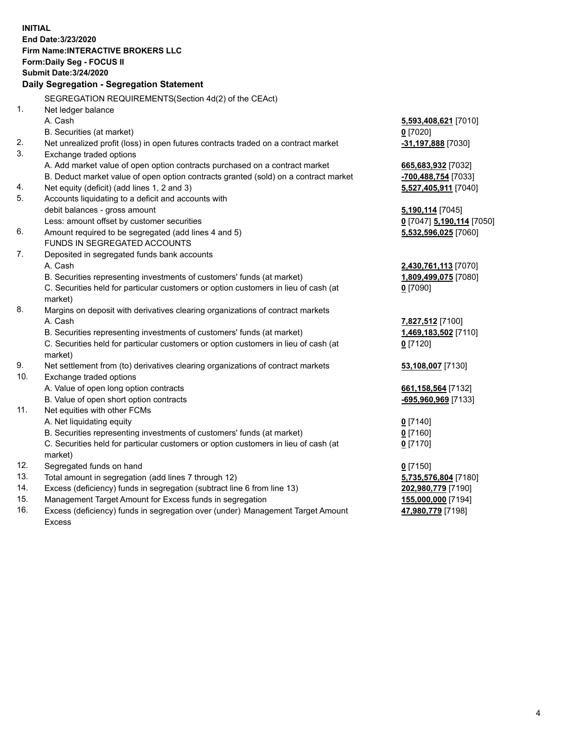**INITIAL**
**End Date:3/23/2020**
**Firm Name:INTERACTIVE BROKERS LLC**
**Form:Daily Seg - FOCUS II**
**Submit Date:3/24/2020**

**Daily Segregation - Segregation Statement**

SEGREGATION REQUIREMENTS(Section 4d(2) of the CEAct)

| | | |
|---|---|---|
| 1. | Net ledger balance | |
| | A. Cash | **5,593,408,621** [7010] |
| | B. Securities (at market) | **0** [7020] |
| 2. | Net unrealized profit (loss) in open futures contracts traded on a contract market | **-31,197,888** [7030] |
| 3. | Exchange traded options | |
| | A. Add market value of open option contracts purchased on a contract market | **665,683,932** [7032] |
| | B. Deduct market value of open option contracts granted (sold) on a contract market | **-700,488,754** [7033] |
| 4. | Net equity (deficit) (add lines 1, 2 and 3) | **5,527,405,911** [7040] |
| 5. | Accounts liquidating to a deficit and accounts with | |
| | debit balances - gross amount | **5,190,114** [7045] |
| | Less: amount offset by customer securities | **0** [7047] **5,190,114** [7050] |
| 6. | Amount required to be segregated (add lines 4 and 5) | **5,532,596,025** [7060] |
| | FUNDS IN SEGREGATED ACCOUNTS | |
| 7. | Deposited in segregated funds bank accounts | |
| | A. Cash | **2,430,761,113** [7070] |
| | B. Securities representing investments of customers' funds (at market) | **1,809,499,075** [7080] |
| | C. Securities held for particular customers or option customers in lieu of cash (at market) | **0** [7090] |
| 8. | Margins on deposit with derivatives clearing organizations of contract markets | |
| | A. Cash | **7,827,512** [7100] |
| | B. Securities representing investments of customers' funds (at market) | **1,469,183,502** [7110] |
| | C. Securities held for particular customers or option customers in lieu of cash (at market) | **0** [7120] |
| 9. | Net settlement from (to) derivatives clearing organizations of contract markets | **53,108,007** [7130] |
| 10. | Exchange traded options | |
| | A. Value of open long option contracts | **661,158,564** [7132] |
| | B. Value of open short option contracts | **-695,960,969** [7133] |
| 11. | Net equities with other FCMs | |
| | A. Net liquidating equity | **0** [7140] |
| | B. Securities representing investments of customers' funds (at market) | **0** [7160] |
| | C. Securities held for particular customers or option customers in lieu of cash (at market) | **0** [7170] |
| 12. | Segregated funds on hand | **0** [7150] |
| 13. | Total amount in segregation (add lines 7 through 12) | **5,735,576,804** [7180] |
| 14. | Excess (deficiency) funds in segregation (subtract line 6 from line 13) | **202,980,779** [7190] |
| 15. | Management Target Amount for Excess funds in segregation | **155,000,000** [7194] |
| 16. | Excess (deficiency) funds in segregation over (under) Management Target Amount Excess | **47,980,779** [7198] |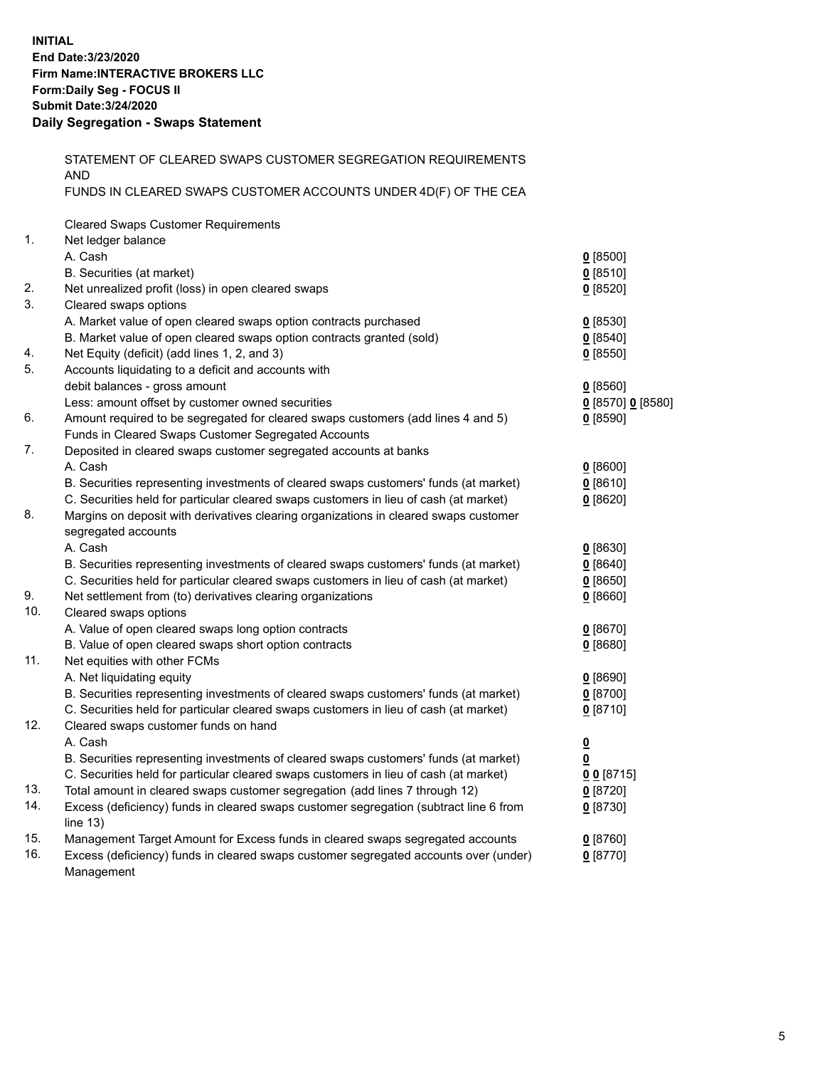**INITIAL**
**End Date:3/23/2020**
**Firm Name:INTERACTIVE BROKERS LLC**
**Form:Daily Seg - FOCUS II**
**Submit Date:3/24/2020**
**Daily Segregation - Swaps Statement**

STATEMENT OF CLEARED SWAPS CUSTOMER SEGREGATION REQUIREMENTS AND FUNDS IN CLEARED SWAPS CUSTOMER ACCOUNTS UNDER 4D(F) OF THE CEA

| | | |
|---|---|---|
| | Cleared Swaps Customer Requirements | |
| 1. | Net ledger balance | |
| | A. Cash | 0 [8500] |
| | B. Securities (at market) | 0 [8510] |
| 2. | Net unrealized profit (loss) in open cleared swaps | 0 [8520] |
| 3. | Cleared swaps options | |
| | A. Market value of open cleared swaps option contracts purchased | 0 [8530] |
| | B. Market value of open cleared swaps option contracts granted (sold) | 0 [8540] |
| 4. | Net Equity (deficit) (add lines 1, 2, and 3) | 0 [8550] |
| 5. | Accounts liquidating to a deficit and accounts with debit balances - gross amount | 0 [8560] |
| | Less: amount offset by customer owned securities | 0 [8570] 0 [8580] |
| 6. | Amount required to be segregated for cleared swaps customers (add lines 4 and 5) | 0 [8590] |
| | Funds in Cleared Swaps Customer Segregated Accounts | |
| 7. | Deposited in cleared swaps customer segregated accounts at banks | |
| | A. Cash | 0 [8600] |
| | B. Securities representing investments of cleared swaps customers' funds (at market) | 0 [8610] |
| | C. Securities held for particular cleared swaps customers in lieu of cash (at market) | 0 [8620] |
| 8. | Margins on deposit with derivatives clearing organizations in cleared swaps customer segregated accounts | |
| | A. Cash | 0 [8630] |
| | B. Securities representing investments of cleared swaps customers' funds (at market) | 0 [8640] |
| | C. Securities held for particular cleared swaps customers in lieu of cash (at market) | 0 [8650] |
| 9. | Net settlement from (to) derivatives clearing organizations | 0 [8660] |
| 10. | Cleared swaps options | |
| | A. Value of open cleared swaps long option contracts | 0 [8670] |
| | B. Value of open cleared swaps short option contracts | 0 [8680] |
| 11. | Net equities with other FCMs | |
| | A. Net liquidating equity | 0 [8690] |
| | B. Securities representing investments of cleared swaps customers' funds (at market) | 0 [8700] |
| | C. Securities held for particular cleared swaps customers in lieu of cash (at market) | 0 [8710] |
| 12. | Cleared swaps customer funds on hand | |
| | A. Cash | 0 |
| | B. Securities representing investments of cleared swaps customers' funds (at market) | 0 |
| | C. Securities held for particular cleared swaps customers in lieu of cash (at market) | 0 0 [8715] |
| 13. | Total amount in cleared swaps customer segregation (add lines 7 through 12) | 0 [8720] |
| 14. | Excess (deficiency) funds in cleared swaps customer segregation (subtract line 6 from line 13) | 0 [8730] |
| 15. | Management Target Amount for Excess funds in cleared swaps segregated accounts | 0 [8760] |
| 16. | Excess (deficiency) funds in cleared swaps customer segregated accounts over (under) Management | 0 [8770] |